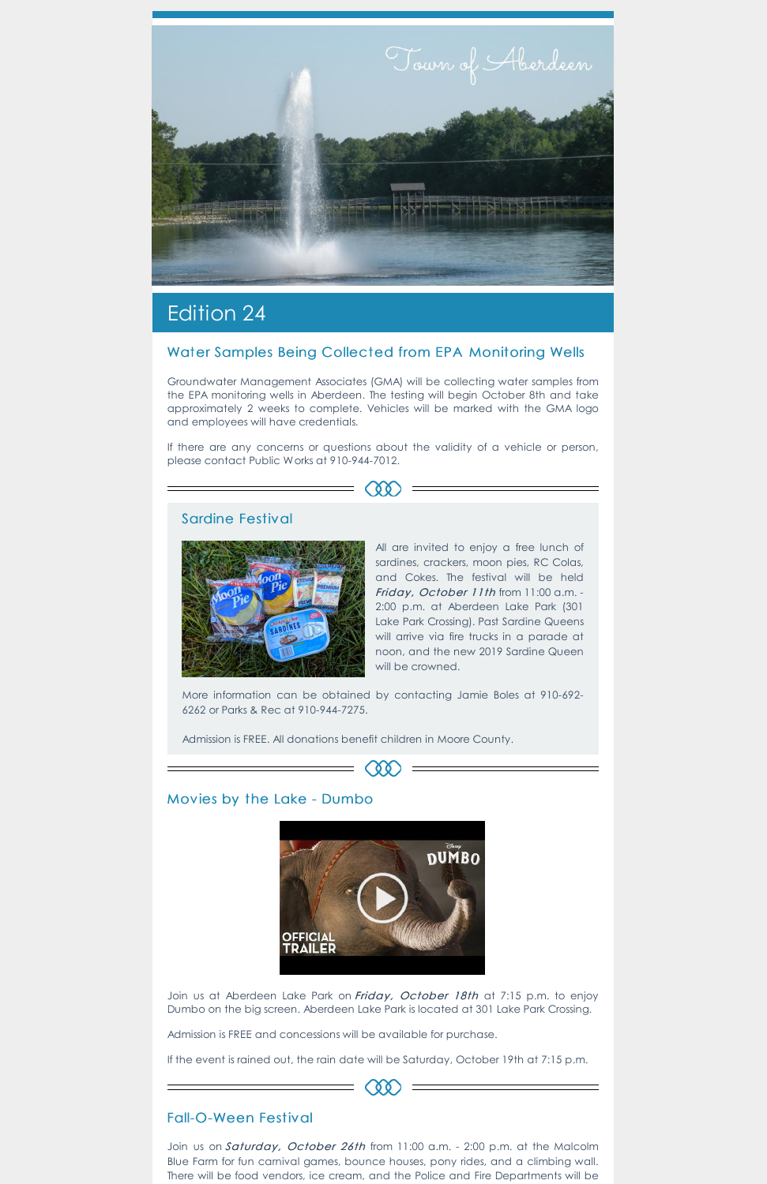Town of Aberdeen

# Edition 24

## Water Samples Being Collected from EPA Monitoring Wells

Groundwater Management Associates (GMA) will be collecting water samples from the EPA monitoring wells in Aberdeen. The testing will begin October 8th and take approximately 2 weeks to complete. Vehicles will be marked with the GMA logo and employees will have credentials.

If there are any concerns or questions about the validity of a vehicle or person, please contact Public Works at 910-944-7012.

## Sardine Festival

All are invited to enjoy a free lunch of sardines, crackers, moon pies, RC Colas, and Cokes. The festival will be held ***Friday, October 11th*** from 11:00 a.m. - 2:00 p.m. at Aberdeen Lake Park (301 Lake Park Crossing). Past Sardine Queens will arrive via fire trucks in a parade at noon, and the new 2019 Sardine Queen will be crowned.

More information can be obtained by contacting Jamie Boles at 910-692-6262 or Parks & Rec at 910-944-7275.

Admission is FREE. All donations benefit children in Moore County.

## Movies by the Lake - Dumbo

Join us at Aberdeen Lake Park on ***Friday, October 18th*** at 7:15 p.m. to enjoy Dumbo on the big screen. Aberdeen Lake Park is located at 301 Lake Park Crossing.

Admission is FREE and concessions will be available for purchase.

If the event is rained out, the rain date will be Saturday, October 19th at 7:15 p.m.

## Fall-O-Ween Festival

Join us on ***Saturday, October 26th*** from 11:00 a.m. - 2:00 p.m. at the Malcolm Blue Farm for fun carnival games, bounce houses, pony rides, and a climbing wall. There will be food vendors, ice cream, and the Police and Fire Departments will be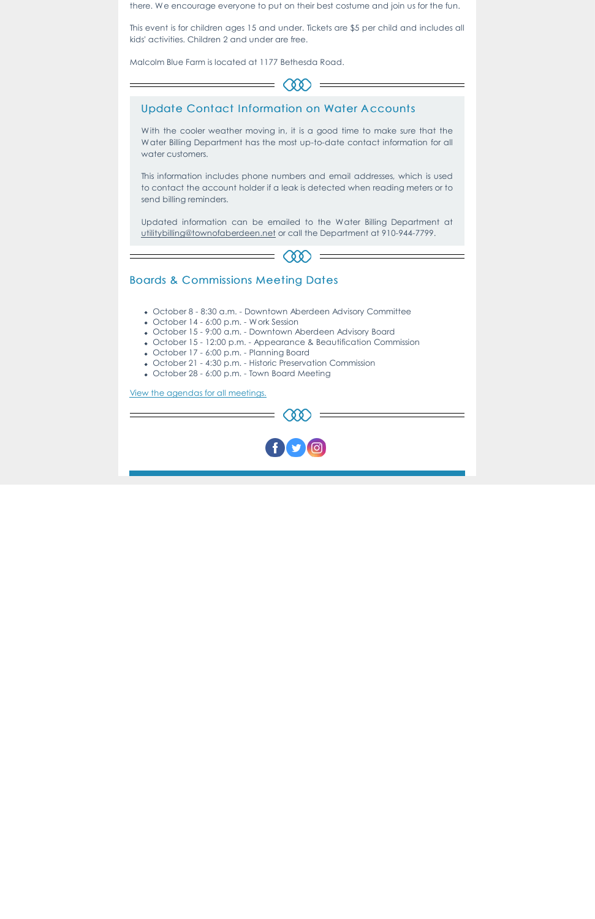there. We encourage everyone to put on their best costume and join us for the fun.

This event is for children ages 15 and under. Tickets are $5 per child and includes all kids' activities. Children 2 and under are free.

Malcolm Blue Farm is located at 1177 Bethesda Road.

## Update Contact Information on Water Accounts

With the cooler weather moving in, it is a good time to make sure that the Water Billing Department has the most up-to-date contact information for all water customers.

This information includes phone numbers and email addresses, which is used to contact the account holder if a leak is detected when reading meters or to send billing reminders.

Updated information can be emailed to the Water Billing Department at utilitybilling@townofaberdeen.net or call the Department at 910-944-7799.

## Boards & Commissions Meeting Dates

- October 8 - 8:30 a.m. - Downtown Aberdeen Advisory Committee
- October 14 - 6:00 p.m. - Work Session
- October 15 - 9:00 a.m. - Downtown Aberdeen Advisory Board
- October 15 - 12:00 p.m. - Appearance & Beautification Commission
- October 17 - 6:00 p.m. - Planning Board
- October 21 - 4:30 p.m. - Historic Preservation Commission
- October 28 - 6:00 p.m. - Town Board Meeting

View the agendas for all meetings.